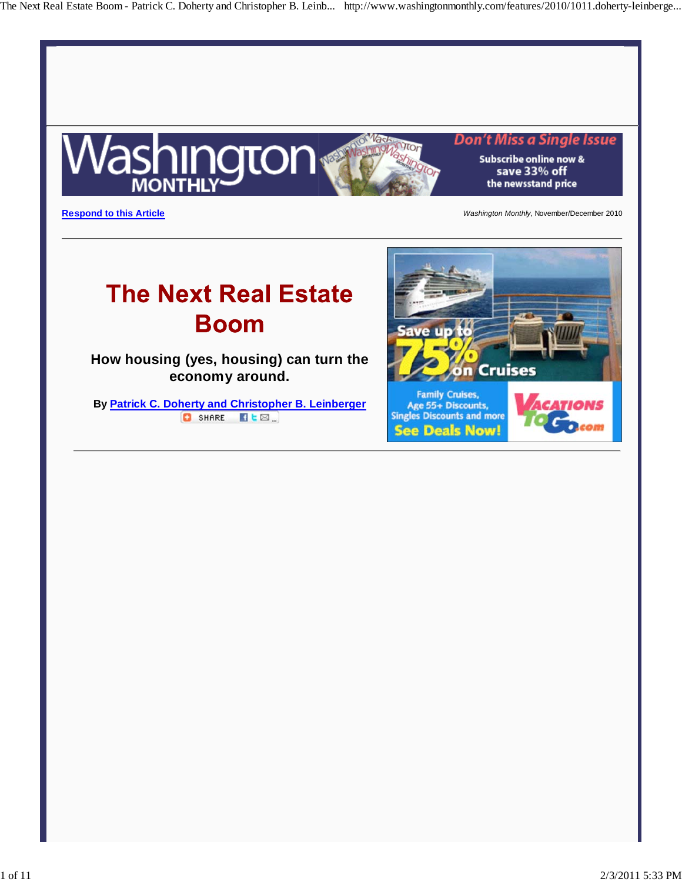Respond to this Article

*Washington Monthly*, November/December 2010

# The Next Real Estate Boom

### How housing (yes, housing) can turn the economy around.

**By Patrick C. Doherty and Christopher B. Leinberger**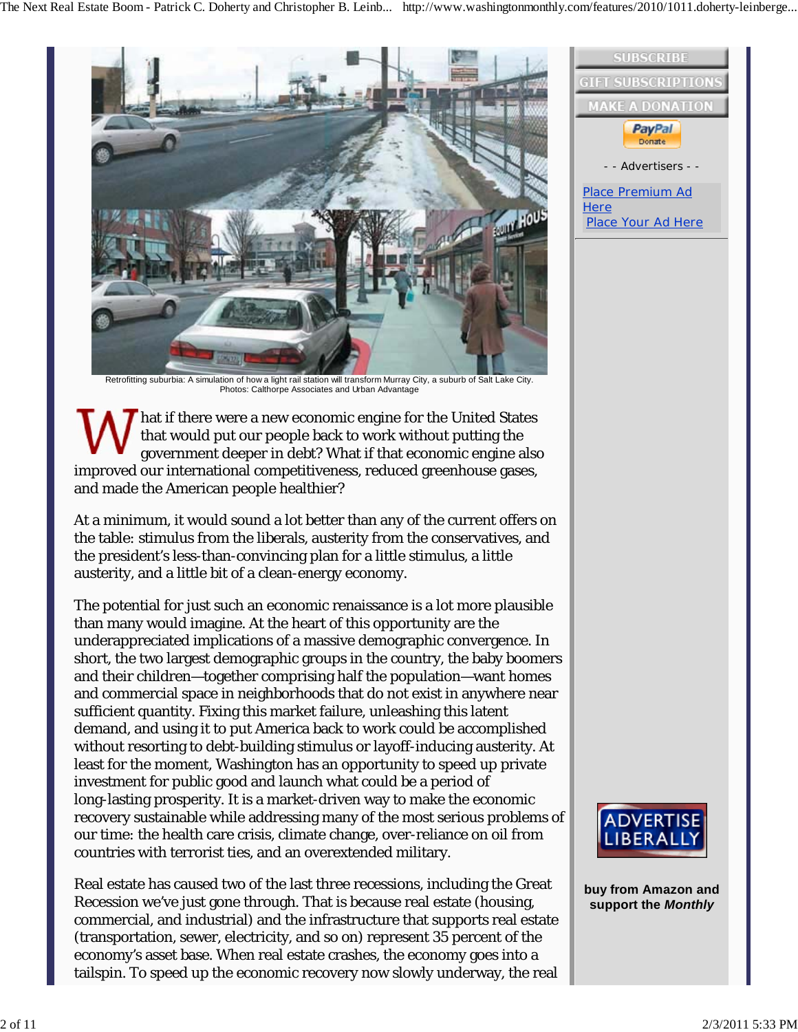Retrofitting suburbia: A simulation of how a light rail station will transform Murray City, a suburb of Salt Lake City.
Photos: Calthorpe Associates and Urban Advantage

What if there were a new economic engine for the United States that would put our people back to work without putting the government deeper in debt? What if that economic engine also improved our international competitiveness, reduced greenhouse gases, and made the American people healthier?

At a minimum, it would sound a lot better than any of the current offers on the table: stimulus from the liberals, austerity from the conservatives, and the president's less-than-convincing plan for a little stimulus, a little austerity, and a little bit of a clean-energy economy.

The potential for just such an economic renaissance is a lot more plausible than many would imagine. At the heart of this opportunity are the underappreciated implications of a massive demographic convergence. In short, the two largest demographic groups in the country, the baby boomers and their children—together comprising half the population—want homes and commercial space in neighborhoods that do not exist in anywhere near sufficient quantity. Fixing this market failure, unleashing this latent demand, and using it to put America back to work could be accomplished without resorting to debt-building stimulus or layoff-inducing austerity. At least for the moment, Washington has an opportunity to speed up private investment for public good and launch what could be a period of long-lasting prosperity. It is a market-driven way to make the economic recovery sustainable while addressing many of the most serious problems of our time: the health care crisis, climate change, over-reliance on oil from countries with terrorist ties, and an overextended military.

Real estate has caused two of the last three recessions, including the Great Recession we've just gone through. That is because real estate (housing, commercial, and industrial) and the infrastructure that supports real estate (transportation, sewer, electricity, and so on) represent 35 percent of the economy's asset base. When real estate crashes, the economy goes into a tailspin. To speed up the economic recovery now slowly underway, the real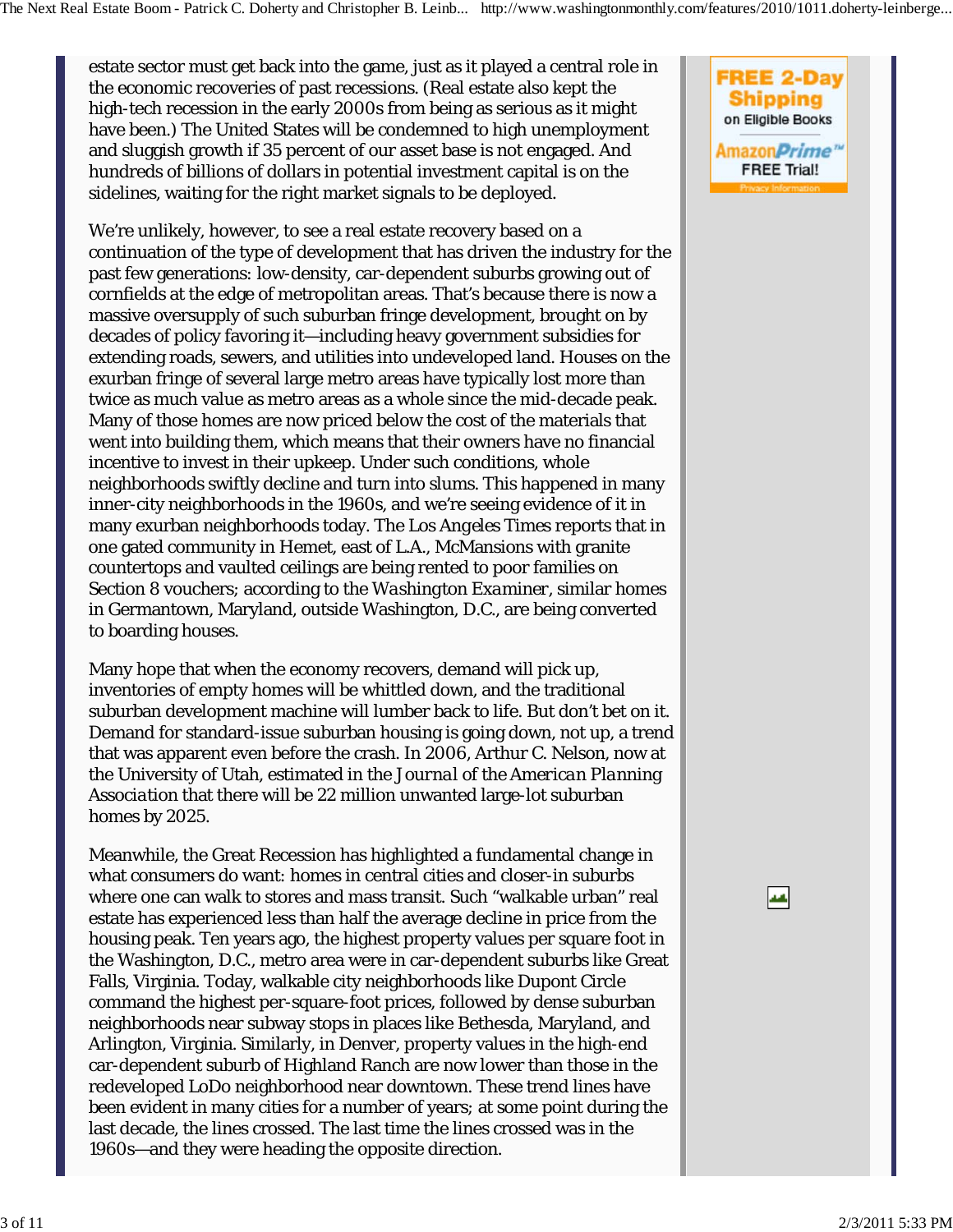estate sector must get back into the game, just as it played a central role in the economic recoveries of past recessions. (Real estate also kept the high-tech recession in the early 2000s from being as serious as it might have been.) The United States will be condemned to high unemployment and sluggish growth if 35 percent of our asset base is not engaged. And hundreds of billions of dollars in potential investment capital is on the sidelines, waiting for the right market signals to be deployed.

We're unlikely, however, to see a real estate recovery based on a continuation of the type of development that has driven the industry for the past few generations: low-density, car-dependent suburbs growing out of cornfields at the edge of metropolitan areas. That's because there is now a massive oversupply of such suburban fringe development, brought on by decades of policy favoring it—including heavy government subsidies for extending roads, sewers, and utilities into undeveloped land. Houses on the exurban fringe of several large metro areas have typically lost more than twice as much value as metro areas as a whole since the mid-decade peak. Many of those homes are now priced below the cost of the materials that went into building them, which means that their owners have no financial incentive to invest in their upkeep. Under such conditions, whole neighborhoods swiftly decline and turn into slums. This happened in many inner-city neighborhoods in the 1960s, and we're seeing evidence of it in many exurban neighborhoods today. The Los Angeles Times reports that in one gated community in Hemet, east of L.A., McMansions with granite countertops and vaulted ceilings are being rented to poor families on Section 8 vouchers; according to the *Washington Examiner*, similar homes in Germantown, Maryland, outside Washington, D.C., are being converted to boarding houses.

Many hope that when the economy recovers, demand will pick up, inventories of empty homes will be whittled down, and the traditional suburban development machine will lumber back to life. But don't bet on it. Demand for standard-issue suburban housing is going down, not up, a trend that was apparent even before the crash. In 2006, Arthur C. Nelson, now at the University of Utah, estimated in the *Journal of the American Planning Association* that there will be 22 million unwanted large-lot suburban homes by 2025.

Meanwhile, the Great Recession has highlighted a fundamental change in what consumers do want: homes in central cities and closer-in suburbs where one can walk to stores and mass transit. Such "walkable urban" real estate has experienced less than half the average decline in price from the housing peak. Ten years ago, the highest property values per square foot in the Washington, D.C., metro area were in car-dependent suburbs like Great Falls, Virginia. Today, walkable city neighborhoods like Dupont Circle command the highest per-square-foot prices, followed by dense suburban neighborhoods near subway stops in places like Bethesda, Maryland, and Arlington, Virginia. Similarly, in Denver, property values in the high-end car-dependent suburb of Highland Ranch are now lower than those in the redeveloped LoDo neighborhood near downtown. These trend lines have been evident in many cities for a number of years; at some point during the last decade, the lines crossed. The last time the lines crossed was in the 1960s—and they were heading the opposite direction.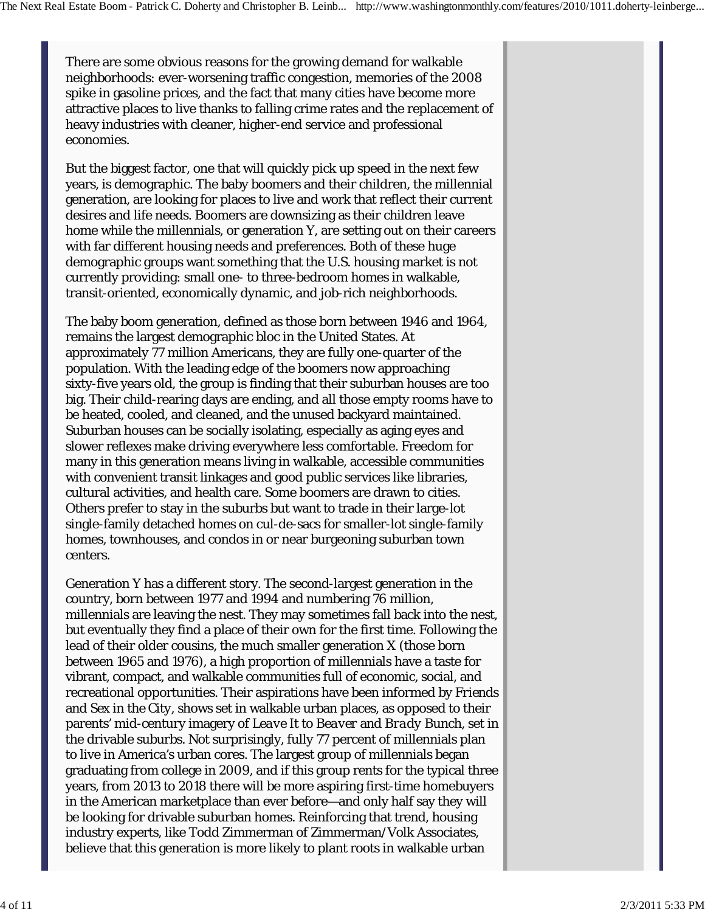There are some obvious reasons for the growing demand for walkable neighborhoods: ever-worsening traffic congestion, memories of the 2008 spike in gasoline prices, and the fact that many cities have become more attractive places to live thanks to falling crime rates and the replacement of heavy industries with cleaner, higher-end service and professional economies.

But the biggest factor, one that will quickly pick up speed in the next few years, is demographic. The baby boomers and their children, the millennial generation, are looking for places to live and work that reflect their current desires and life needs. Boomers are downsizing as their children leave home while the millennials, or generation Y, are setting out on their careers with far different housing needs and preferences. Both of these huge demographic groups want something that the U.S. housing market is not currently providing: small one- to three-bedroom homes in walkable, transit-oriented, economically dynamic, and job-rich neighborhoods.

The baby boom generation, defined as those born between 1946 and 1964, remains the largest demographic bloc in the United States. At approximately 77 million Americans, they are fully one-quarter of the population. With the leading edge of the boomers now approaching sixty-five years old, the group is finding that their suburban houses are too big. Their child-rearing days are ending, and all those empty rooms have to be heated, cooled, and cleaned, and the unused backyard maintained. Suburban houses can be socially isolating, especially as aging eyes and slower reflexes make driving everywhere less comfortable. Freedom for many in this generation means living in walkable, accessible communities with convenient transit linkages and good public services like libraries, cultural activities, and health care. Some boomers are drawn to cities. Others prefer to stay in the suburbs but want to trade in their large-lot single-family detached homes on cul-de-sacs for smaller-lot single-family homes, townhouses, and condos in or near burgeoning suburban town centers.

Generation Y has a different story. The second-largest generation in the country, born between 1977 and 1994 and numbering 76 million, millennials are leaving the nest. They may sometimes fall back into the nest, but eventually they find a place of their own for the first time. Following the lead of their older cousins, the much smaller generation X (those born between 1965 and 1976), a high proportion of millennials have a taste for vibrant, compact, and walkable communities full of economic, social, and recreational opportunities. Their aspirations have been informed by Friends and Sex in the City, shows set in walkable urban places, as opposed to their parents' mid-century imagery of *Leave It to Beaver* and *Brady Bunch*, set in the drivable suburbs. Not surprisingly, fully 77 percent of millennials plan to live in America's urban cores. The largest group of millennials began graduating from college in 2009, and if this group rents for the typical three years, from 2013 to 2018 there will be more aspiring first-time homebuyers in the American marketplace than ever before—and only half say they will be looking for drivable suburban homes. Reinforcing that trend, housing industry experts, like Todd Zimmerman of Zimmerman/Volk Associates, believe that this generation is more likely to plant roots in walkable urban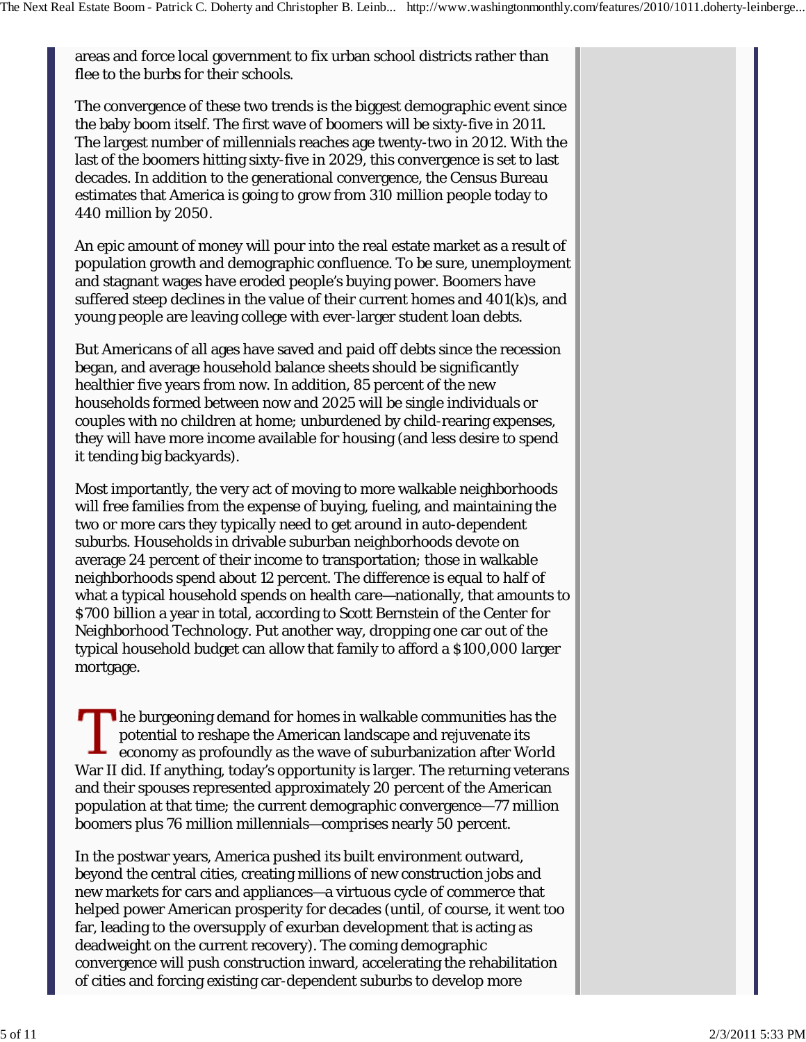areas and force local government to fix urban school districts rather than flee to the burbs for their schools.

The convergence of these two trends is the biggest demographic event since the baby boom itself. The first wave of boomers will be sixty-five in 2011. The largest number of millennials reaches age twenty-two in 2012. With the last of the boomers hitting sixty-five in 2029, this convergence is set to last decades. In addition to the generational convergence, the Census Bureau estimates that America is going to grow from 310 million people today to 440 million by 2050.

An epic amount of money will pour into the real estate market as a result of population growth and demographic confluence. To be sure, unemployment and stagnant wages have eroded people's buying power. Boomers have suffered steep declines in the value of their current homes and 401(k)s, and young people are leaving college with ever-larger student loan debts.

But Americans of all ages have saved and paid off debts since the recession began, and average household balance sheets should be significantly healthier five years from now. In addition, 85 percent of the new households formed between now and 2025 will be single individuals or couples with no children at home; unburdened by child-rearing expenses, they will have more income available for housing (and less desire to spend it tending big backyards).

Most importantly, the very act of moving to more walkable neighborhoods will free families from the expense of buying, fueling, and maintaining the two or more cars they typically need to get around in auto-dependent suburbs. Households in drivable suburban neighborhoods devote on average 24 percent of their income to transportation; those in walkable neighborhoods spend about 12 percent. The difference is equal to half of what a typical household spends on health care—nationally, that amounts to $700 billion a year in total, according to Scott Bernstein of the Center for Neighborhood Technology. Put another way, dropping one car out of the typical household budget can allow that family to afford a $100,000 larger mortgage.

The burgeoning demand for homes in walkable communities has the potential to reshape the American landscape and rejuvenate its economy as profoundly as the wave of suburbanization after World War II did. If anything, today's opportunity is larger. The returning veterans and their spouses represented approximately 20 percent of the American population at that time; the current demographic convergence—77 million boomers plus 76 million millennials—comprises nearly 50 percent.

In the postwar years, America pushed its built environment outward, beyond the central cities, creating millions of new construction jobs and new markets for cars and appliances—a virtuous cycle of commerce that helped power American prosperity for decades (until, of course, it went too far, leading to the oversupply of exurban development that is acting as deadweight on the current recovery). The coming demographic convergence will push construction inward, accelerating the rehabilitation of cities and forcing existing car-dependent suburbs to develop more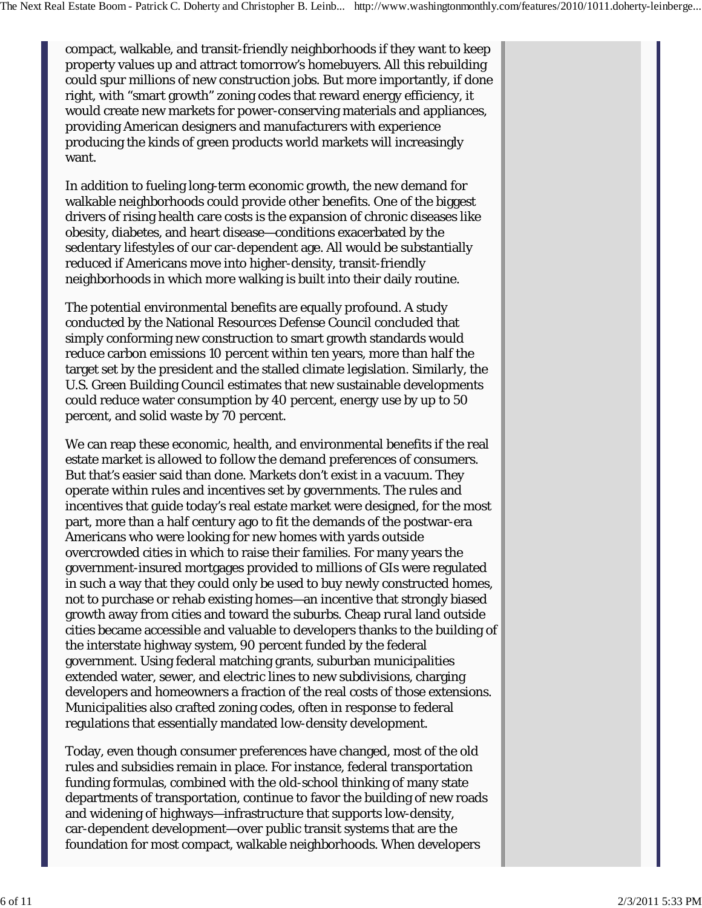compact, walkable, and transit-friendly neighborhoods if they want to keep property values up and attract tomorrow's homebuyers. All this rebuilding could spur millions of new construction jobs. But more importantly, if done right, with "smart growth" zoning codes that reward energy efficiency, it would create new markets for power-conserving materials and appliances, providing American designers and manufacturers with experience producing the kinds of green products world markets will increasingly want.

In addition to fueling long-term economic growth, the new demand for walkable neighborhoods could provide other benefits. One of the biggest drivers of rising health care costs is the expansion of chronic diseases like obesity, diabetes, and heart disease—conditions exacerbated by the sedentary lifestyles of our car-dependent age. All would be substantially reduced if Americans move into higher-density, transit-friendly neighborhoods in which more walking is built into their daily routine.

The potential environmental benefits are equally profound. A study conducted by the National Resources Defense Council concluded that simply conforming new construction to smart growth standards would reduce carbon emissions 10 percent within ten years, more than half the target set by the president and the stalled climate legislation. Similarly, the U.S. Green Building Council estimates that new sustainable developments could reduce water consumption by 40 percent, energy use by up to 50 percent, and solid waste by 70 percent.

We can reap these economic, health, and environmental benefits if the real estate market is allowed to follow the demand preferences of consumers. But that's easier said than done. Markets don't exist in a vacuum. They operate within rules and incentives set by governments. The rules and incentives that guide today's real estate market were designed, for the most part, more than a half century ago to fit the demands of the postwar-era Americans who were looking for new homes with yards outside overcrowded cities in which to raise their families. For many years the government-insured mortgages provided to millions of GIs were regulated in such a way that they could only be used to buy newly constructed homes, not to purchase or rehab existing homes—an incentive that strongly biased growth away from cities and toward the suburbs. Cheap rural land outside cities became accessible and valuable to developers thanks to the building of the interstate highway system, 90 percent funded by the federal government. Using federal matching grants, suburban municipalities extended water, sewer, and electric lines to new subdivisions, charging developers and homeowners a fraction of the real costs of those extensions. Municipalities also crafted zoning codes, often in response to federal regulations that essentially mandated low-density development.

Today, even though consumer preferences have changed, most of the old rules and subsidies remain in place. For instance, federal transportation funding formulas, combined with the old-school thinking of many state departments of transportation, continue to favor the building of new roads and widening of highways—infrastructure that supports low-density, car-dependent development—over public transit systems that are the foundation for most compact, walkable neighborhoods. When developers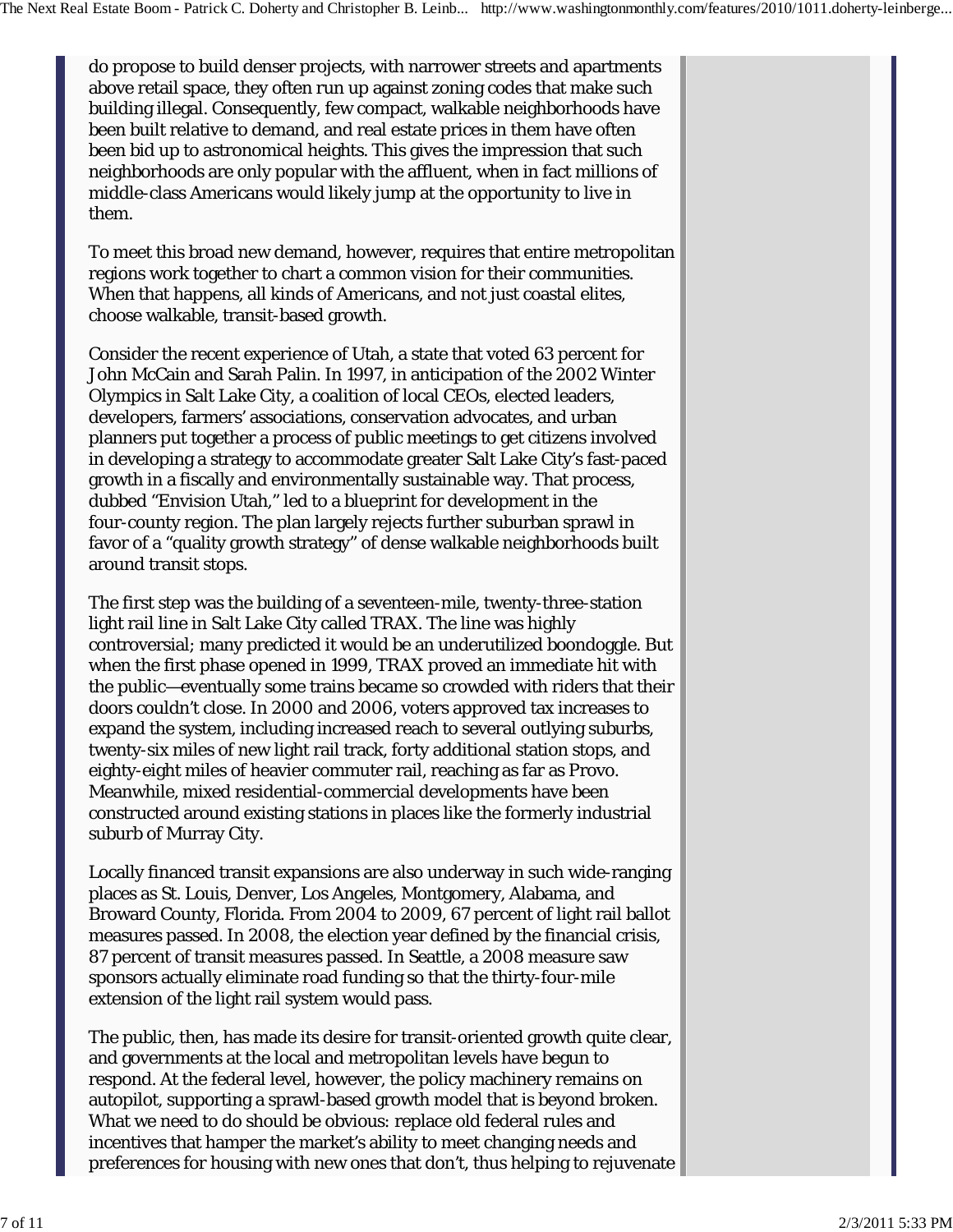do propose to build denser projects, with narrower streets and apartments above retail space, they often run up against zoning codes that make such building illegal. Consequently, few compact, walkable neighborhoods have been built relative to demand, and real estate prices in them have often been bid up to astronomical heights. This gives the impression that such neighborhoods are only popular with the affluent, when in fact millions of middle-class Americans would likely jump at the opportunity to live in them.

To meet this broad new demand, however, requires that entire metropolitan regions work together to chart a common vision for their communities. When that happens, all kinds of Americans, and not just coastal elites, choose walkable, transit-based growth.

Consider the recent experience of Utah, a state that voted 63 percent for John McCain and Sarah Palin. In 1997, in anticipation of the 2002 Winter Olympics in Salt Lake City, a coalition of local CEOs, elected leaders, developers, farmers' associations, conservation advocates, and urban planners put together a process of public meetings to get citizens involved in developing a strategy to accommodate greater Salt Lake City's fast-paced growth in a fiscally and environmentally sustainable way. That process, dubbed "Envision Utah," led to a blueprint for development in the four-county region. The plan largely rejects further suburban sprawl in favor of a "quality growth strategy" of dense walkable neighborhoods built around transit stops.

The first step was the building of a seventeen-mile, twenty-three-station light rail line in Salt Lake City called TRAX. The line was highly controversial; many predicted it would be an underutilized boondoggle. But when the first phase opened in 1999, TRAX proved an immediate hit with the public—eventually some trains became so crowded with riders that their doors couldn't close. In 2000 and 2006, voters approved tax increases to expand the system, including increased reach to several outlying suburbs, twenty-six miles of new light rail track, forty additional station stops, and eighty-eight miles of heavier commuter rail, reaching as far as Provo. Meanwhile, mixed residential-commercial developments have been constructed around existing stations in places like the formerly industrial suburb of Murray City.

Locally financed transit expansions are also underway in such wide-ranging places as St. Louis, Denver, Los Angeles, Montgomery, Alabama, and Broward County, Florida. From 2004 to 2009, 67 percent of light rail ballot measures passed. In 2008, the election year defined by the financial crisis, 87 percent of transit measures passed. In Seattle, a 2008 measure saw sponsors actually eliminate road funding so that the thirty-four-mile extension of the light rail system would pass.

The public, then, has made its desire for transit-oriented growth quite clear, and governments at the local and metropolitan levels have begun to respond. At the federal level, however, the policy machinery remains on autopilot, supporting a sprawl-based growth model that is beyond broken. What we need to do should be obvious: replace old federal rules and incentives that hamper the market's ability to meet changing needs and preferences for housing with new ones that don't, thus helping to rejuvenate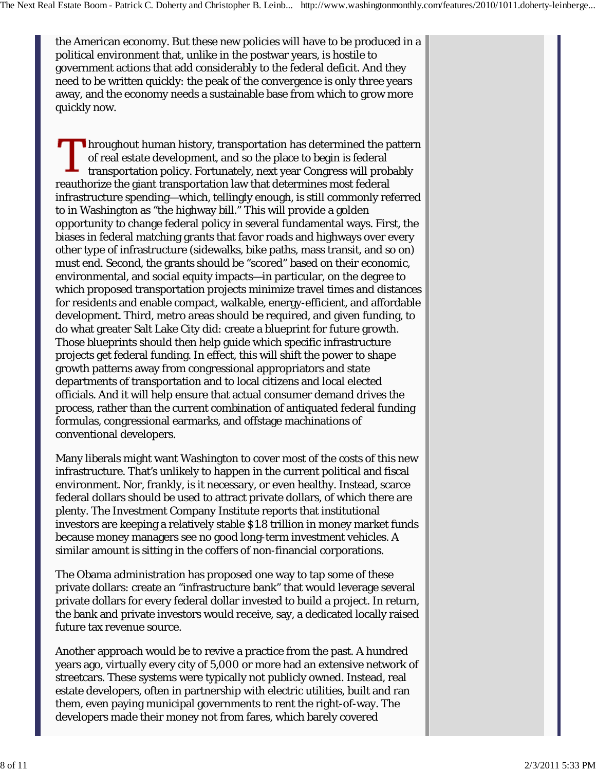the American economy. But these new policies will have to be produced in a political environment that, unlike in the postwar years, is hostile to government actions that add considerably to the federal deficit. And they need to be written quickly: the peak of the convergence is only three years away, and the economy needs a sustainable base from which to grow more quickly now.

Throughout human history, transportation has determined the pattern of real estate development, and so the place to begin is federal transportation policy. Fortunately, next year Congress will probably reauthorize the giant transportation law that determines most federal infrastructure spending—which, tellingly enough, is still commonly referred to in Washington as "the highway bill." This will provide a golden opportunity to change federal policy in several fundamental ways. First, the biases in federal matching grants that favor roads and highways over every other type of infrastructure (sidewalks, bike paths, mass transit, and so on) must end. Second, the grants should be "scored" based on their economic, environmental, and social equity impacts—in particular, on the degree to which proposed transportation projects minimize travel times and distances for residents and enable compact, walkable, energy-efficient, and affordable development. Third, metro areas should be required, and given funding, to do what greater Salt Lake City did: create a blueprint for future growth. Those blueprints should then help guide which specific infrastructure projects get federal funding. In effect, this will shift the power to shape growth patterns away from congressional appropriators and state departments of transportation and to local citizens and local elected officials. And it will help ensure that actual consumer demand drives the process, rather than the current combination of antiquated federal funding formulas, congressional earmarks, and offstage machinations of conventional developers.

Many liberals might want Washington to cover most of the costs of this new infrastructure. That's unlikely to happen in the current political and fiscal environment. Nor, frankly, is it necessary, or even healthy. Instead, scarce federal dollars should be used to attract private dollars, of which there are plenty. The Investment Company Institute reports that institutional investors are keeping a relatively stable $1.8 trillion in money market funds because money managers see no good long-term investment vehicles. A similar amount is sitting in the coffers of non-financial corporations.

The Obama administration has proposed one way to tap some of these private dollars: create an "infrastructure bank" that would leverage several private dollars for every federal dollar invested to build a project. In return, the bank and private investors would receive, say, a dedicated locally raised future tax revenue source.

Another approach would be to revive a practice from the past. A hundred years ago, virtually every city of 5,000 or more had an extensive network of streetcars. These systems were typically not publicly owned. Instead, real estate developers, often in partnership with electric utilities, built and ran them, even paying municipal governments to rent the right-of-way. The developers made their money not from fares, which barely covered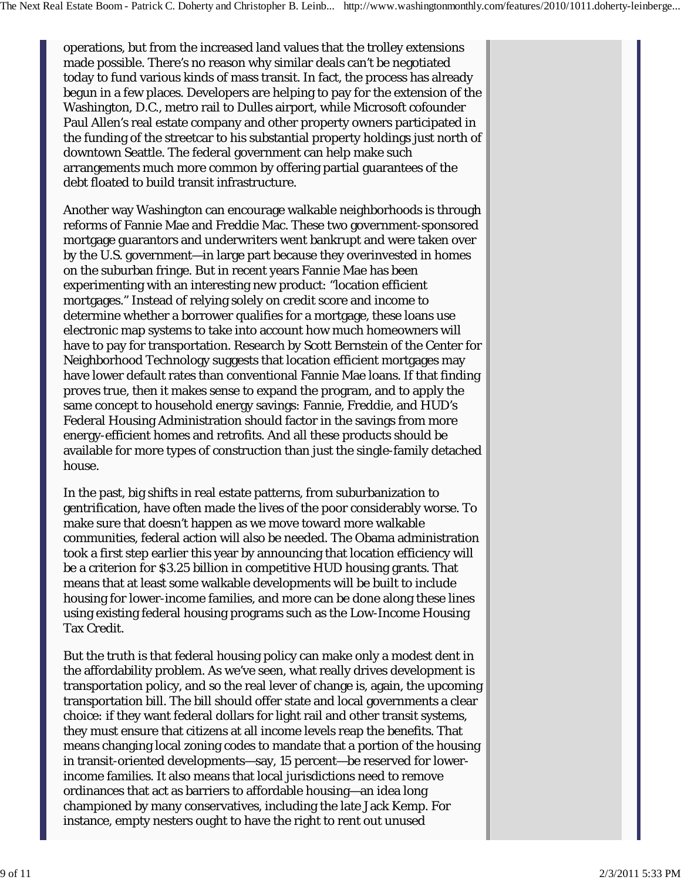operations, but from the increased land values that the trolley extensions made possible. There's no reason why similar deals can't be negotiated today to fund various kinds of mass transit. In fact, the process has already begun in a few places. Developers are helping to pay for the extension of the Washington, D.C., metro rail to Dulles airport, while Microsoft cofounder Paul Allen's real estate company and other property owners participated in the funding of the streetcar to his substantial property holdings just north of downtown Seattle. The federal government can help make such arrangements much more common by offering partial guarantees of the debt floated to build transit infrastructure.

Another way Washington can encourage walkable neighborhoods is through reforms of Fannie Mae and Freddie Mac. These two government-sponsored mortgage guarantors and underwriters went bankrupt and were taken over by the U.S. government—in large part because they overinvested in homes on the suburban fringe. But in recent years Fannie Mae has been experimenting with an interesting new product: "location efficient mortgages." Instead of relying solely on credit score and income to determine whether a borrower qualifies for a mortgage, these loans use electronic map systems to take into account how much homeowners will have to pay for transportation. Research by Scott Bernstein of the Center for Neighborhood Technology suggests that location efficient mortgages may have lower default rates than conventional Fannie Mae loans. If that finding proves true, then it makes sense to expand the program, and to apply the same concept to household energy savings: Fannie, Freddie, and HUD's Federal Housing Administration should factor in the savings from more energy-efficient homes and retrofits. And all these products should be available for more types of construction than just the single-family detached house.

In the past, big shifts in real estate patterns, from suburbanization to gentrification, have often made the lives of the poor considerably worse. To make sure that doesn't happen as we move toward more walkable communities, federal action will also be needed. The Obama administration took a first step earlier this year by announcing that location efficiency will be a criterion for $3.25 billion in competitive HUD housing grants. That means that at least some walkable developments will be built to include housing for lower-income families, and more can be done along these lines using existing federal housing programs such as the Low-Income Housing Tax Credit.

But the truth is that federal housing policy can make only a modest dent in the affordability problem. As we've seen, what really drives development is transportation policy, and so the real lever of change is, again, the upcoming transportation bill. The bill should offer state and local governments a clear choice: if they want federal dollars for light rail and other transit systems, they must ensure that citizens at all income levels reap the benefits. That means changing local zoning codes to mandate that a portion of the housing in transit-oriented developments—say, 15 percent—be reserved for lower-income families. It also means that local jurisdictions need to remove ordinances that act as barriers to affordable housing—an idea long championed by many conservatives, including the late Jack Kemp. For instance, empty nesters ought to have the right to rent out unused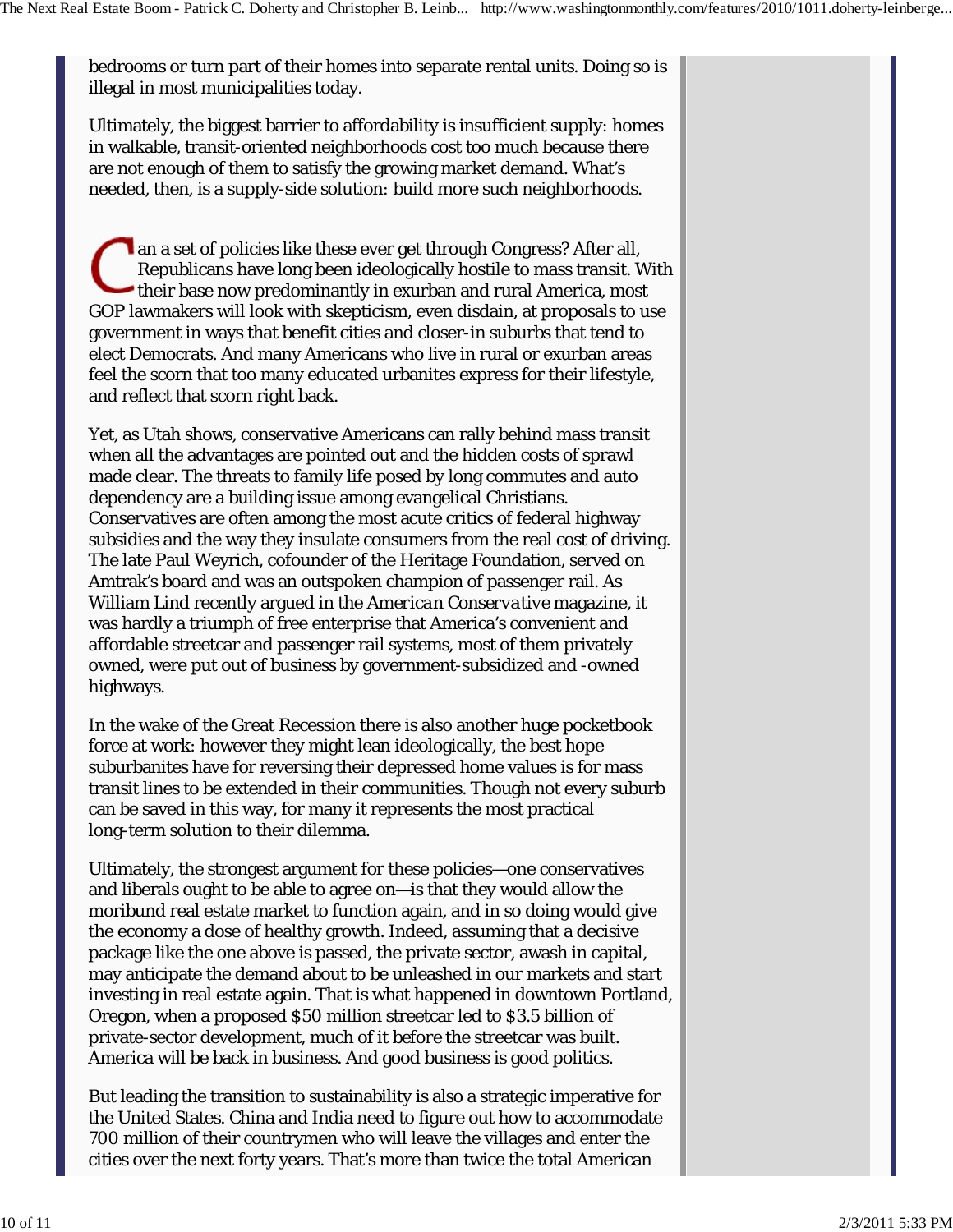bedrooms or turn part of their homes into separate rental units. Doing so is illegal in most municipalities today.

Ultimately, the biggest barrier to affordability is insufficient supply: homes in walkable, transit-oriented neighborhoods cost too much because there are not enough of them to satisfy the growing market demand. What's needed, then, is a supply-side solution: build more such neighborhoods.

Can a set of policies like these ever get through Congress? After all, Republicans have long been ideologically hostile to mass transit. With their base now predominantly in exurban and rural America, most GOP lawmakers will look with skepticism, even disdain, at proposals to use government in ways that benefit cities and closer-in suburbs that tend to elect Democrats. And many Americans who live in rural or exurban areas feel the scorn that too many educated urbanites express for their lifestyle, and reflect that scorn right back.

Yet, as Utah shows, conservative Americans can rally behind mass transit when all the advantages are pointed out and the hidden costs of sprawl made clear. The threats to family life posed by long commutes and auto dependency are a building issue among evangelical Christians. Conservatives are often among the most acute critics of federal highway subsidies and the way they insulate consumers from the real cost of driving. The late Paul Weyrich, cofounder of the Heritage Foundation, served on Amtrak's board and was an outspoken champion of passenger rail. As William Lind recently argued in the *American Conservative* magazine, it was hardly a triumph of free enterprise that America's convenient and affordable streetcar and passenger rail systems, most of them privately owned, were put out of business by government-subsidized and -owned highways.

In the wake of the Great Recession there is also another huge pocketbook force at work: however they might lean ideologically, the best hope suburbanites have for reversing their depressed home values is for mass transit lines to be extended in their communities. Though not every suburb can be saved in this way, for many it represents the most practical long-term solution to their dilemma.

Ultimately, the strongest argument for these policies—one conservatives and liberals ought to be able to agree on—is that they would allow the moribund real estate market to function again, and in so doing would give the economy a dose of healthy growth. Indeed, assuming that a decisive package like the one above is passed, the private sector, awash in capital, may anticipate the demand about to be unleashed in our markets and start investing in real estate again. That is what happened in downtown Portland, Oregon, when a proposed $50 million streetcar led to $3.5 billion of private-sector development, much of it before the streetcar was built. America will be back in business. And good business is good politics.

But leading the transition to sustainability is also a strategic imperative for the United States. China and India need to figure out how to accommodate 700 million of their countrymen who will leave the villages and enter the cities over the next forty years. That's more than twice the total American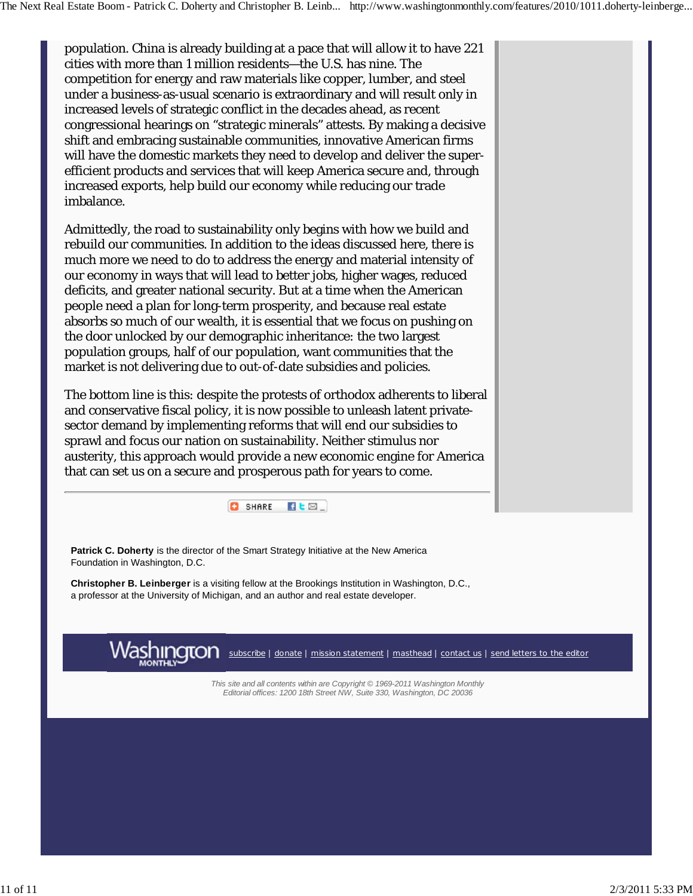population. China is already building at a pace that will allow it to have 221 cities with more than 1 million residents—the U.S. has nine. The competition for energy and raw materials like copper, lumber, and steel under a business-as-usual scenario is extraordinary and will result only in increased levels of strategic conflict in the decades ahead, as recent congressional hearings on "strategic minerals" attests. By making a decisive shift and embracing sustainable communities, innovative American firms will have the domestic markets they need to develop and deliver the super-efficient products and services that will keep America secure and, through increased exports, help build our economy while reducing our trade imbalance.

Admittedly, the road to sustainability only begins with how we build and rebuild our communities. In addition to the ideas discussed here, there is much more we need to do to address the energy and material intensity of our economy in ways that will lead to better jobs, higher wages, reduced deficits, and greater national security. But at a time when the American people need a plan for long-term prosperity, and because real estate absorbs so much of our wealth, it is essential that we focus on pushing on the door unlocked by our demographic inheritance: the two largest population groups, half of our population, want communities that the market is not delivering due to out-of-date subsidies and policies.

The bottom line is this: despite the protests of orthodox adherents to liberal and conservative fiscal policy, it is now possible to unleash latent private-sector demand by implementing reforms that will end our subsidies to sprawl and focus our nation on sustainability. Neither stimulus nor austerity, this approach would provide a new economic engine for America that can set us on a secure and prosperous path for years to come.

---

**Patrick C. Doherty** is the director of the Smart Strategy Initiative at the New America Foundation in Washington, D.C.

**Christopher B. Leinberger** is a visiting fellow at the Brookings Institution in Washington, D.C., a professor at the University of Michigan, and an author and real estate developer.

Washington Monthly | subscribe | donate | mission statement | masthead | contact us | send letters to the editor

*This site and all contents within are Copyright © 1969-2011 Washington Monthly*
*Editorial offices: 1200 18th Street NW, Suite 330, Washington, DC 20036*